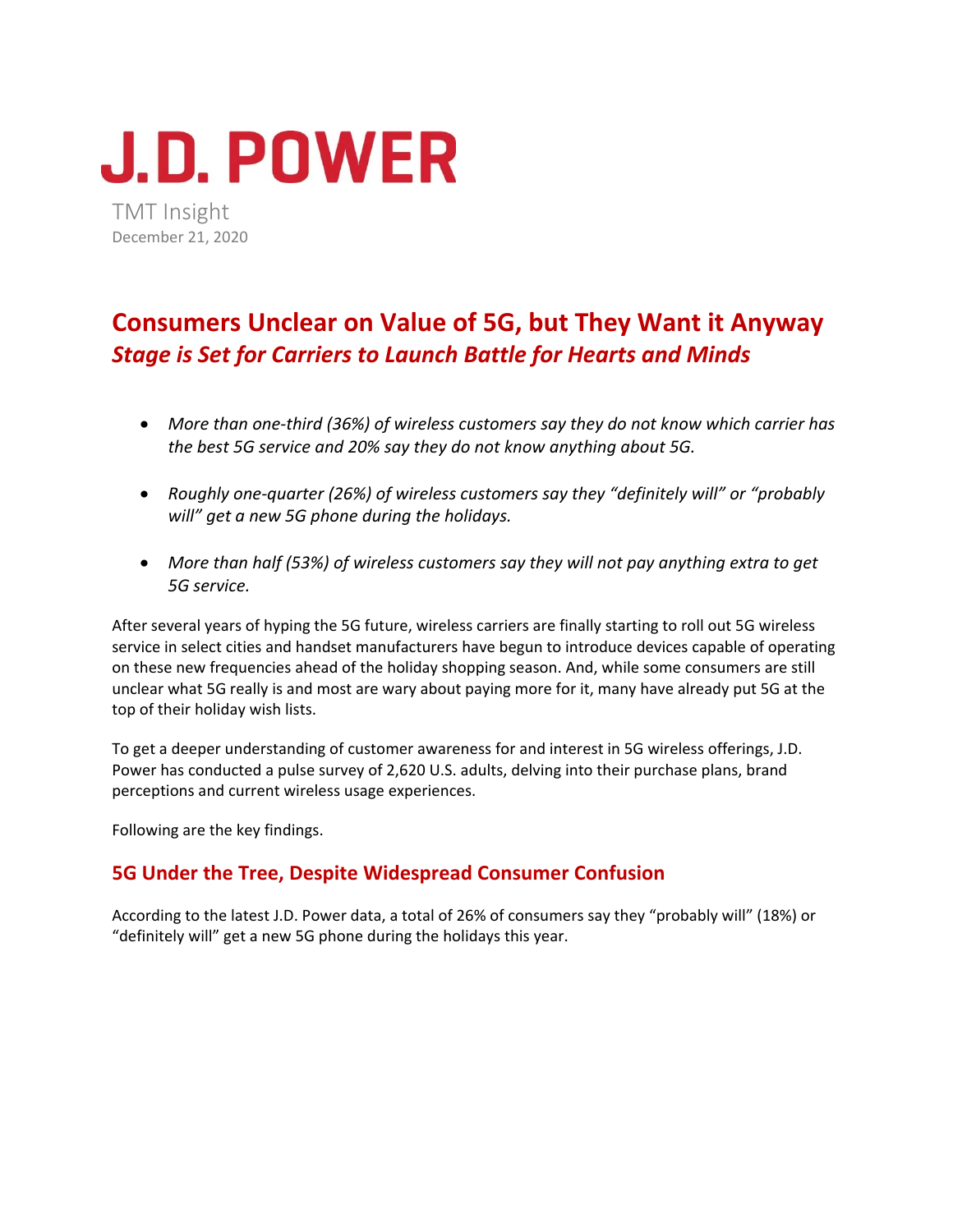# J.D. POWER

TMT Insight
December 21, 2020

## Consumers Unclear on Value of 5G, but They Want it Anyway
### *Stage is Set for Carriers to Launch Battle for Hearts and Minds*

- *More than one-third (36%) of wireless customers say they do not know which carrier has the best 5G service and 20% say they do not know anything about 5G.*
- *Roughly one-quarter (26%) of wireless customers say they "definitely will" or "probably will" get a new 5G phone during the holidays.*
- *More than half (53%) of wireless customers say they will not pay anything extra to get 5G service.*

After several years of hyping the 5G future, wireless carriers are finally starting to roll out 5G wireless service in select cities and handset manufacturers have begun to introduce devices capable of operating on these new frequencies ahead of the holiday shopping season. And, while some consumers are still unclear what 5G really is and most are wary about paying more for it, many have already put 5G at the top of their holiday wish lists.

To get a deeper understanding of customer awareness for and interest in 5G wireless offerings, J.D. Power has conducted a pulse survey of 2,620 U.S. adults, delving into their purchase plans, brand perceptions and current wireless usage experiences.

Following are the key findings.

### 5G Under the Tree, Despite Widespread Consumer Confusion

According to the latest J.D. Power data, a total of 26% of consumers say they "probably will" (18%) or "definitely will" get a new 5G phone during the holidays this year.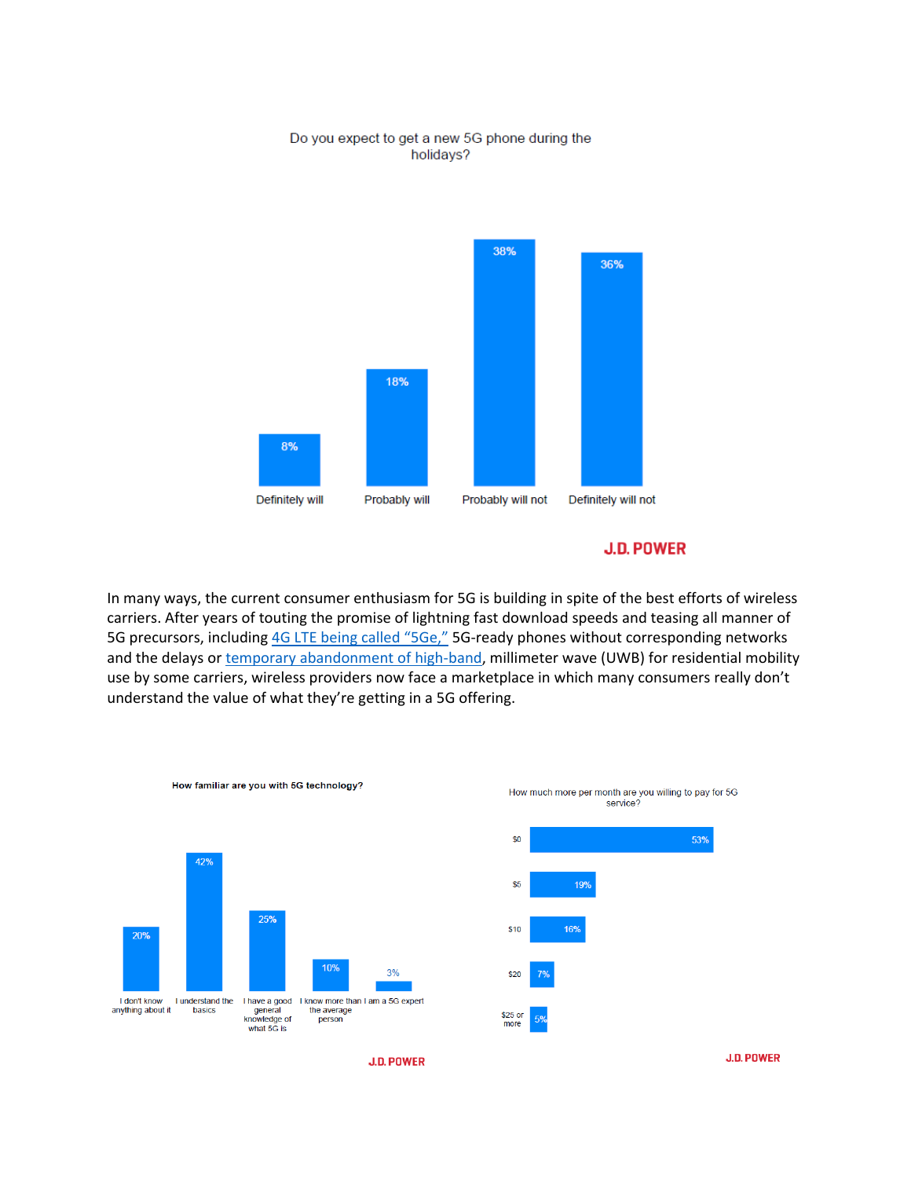Do you expect to get a new 5G phone during the holidays?

| Definitely will | Probably will | Probably will not | Definitely will not |
|---|---|---|---|
| 8% | 18% | 38% | 36% |

J.D. POWER

In many ways, the current consumer enthusiasm for 5G is building in spite of the best efforts of wireless carriers. After years of touting the promise of lightning fast download speeds and teasing all manner of 5G precursors, including 4G LTE being called "5Ge," 5G-ready phones without corresponding networks and the delays or temporary abandonment of high-band, millimeter wave (UWB) for residential mobility use by some carriers, wireless providers now face a marketplace in which many consumers really don't understand the value of what they're getting in a 5G offering.

**How familiar are you with 5G technology?**

| I don't know anything about it | I understand the basics | I have a good general knowledge of what 5G is | I know more than the average person | I am a 5G expert |
|---|---|---|---|---|
| 20% | 42% | 25% | 10% | 3% |

J.D. POWER

How much more per month are you willing to pay for 5G service?

| Amount | Percent |
|---|---|
| $0 | 53% |
| $5 | 19% |
| $10 | 16% |
| $20 | 7% |
| $25 or more | 5% |

J.D. POWER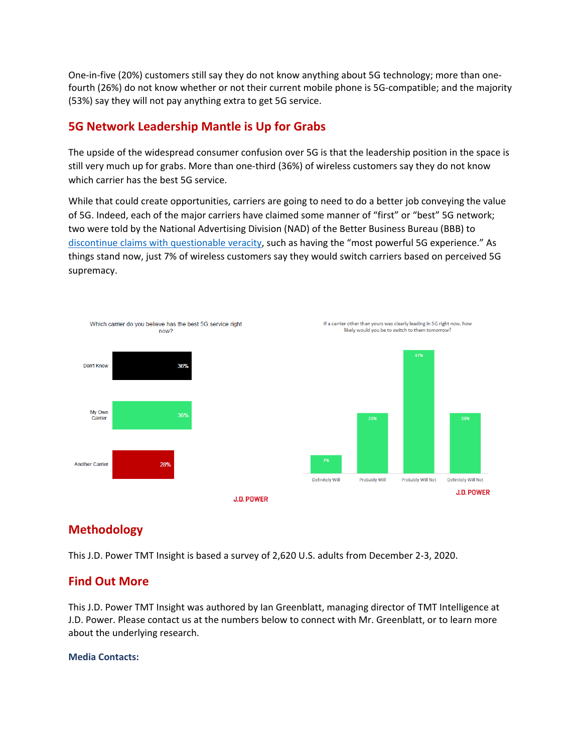One-in-five (20%) customers still say they do not know anything about 5G technology; more than one-fourth (26%) do not know whether or not their current mobile phone is 5G-compatible; and the majority (53%) say they will not pay anything extra to get 5G service.

## 5G Network Leadership Mantle is Up for Grabs

The upside of the widespread consumer confusion over 5G is that the leadership position in the space is still very much up for grabs. More than one-third (36%) of wireless customers say they do not know which carrier has the best 5G service.

While that could create opportunities, carriers are going to need to do a better job conveying the value of 5G. Indeed, each of the major carriers have claimed some manner of "first" or "best" 5G network; two were told by the National Advertising Division (NAD) of the Better Business Bureau (BBB) to discontinue claims with questionable veracity, such as having the "most powerful 5G experience." As things stand now, just 7% of wireless customers say they would switch carriers based on perceived 5G supremacy.

Which carrier do you believe has the best 5G service right now?

| Response | Percentage |
| --- | --- |
| Don't Know | 36% |
| My Own Carrier | 36% |
| Another Carrier | 28% |

J.D. POWER

If a carrier other than yours was clearly leading in 5G right now, how likely would you be to switch to them tomorrow?

| Response | Percentage |
| --- | --- |
| Definitely Will | 7% |
| Probably Will | 23% |
| Probably Will Not | 47% |
| Definitely Will Not | 23% |

J.D. POWER

## Methodology

This J.D. Power TMT Insight is based a survey of 2,620 U.S. adults from December 2-3, 2020.

## Find Out More

This J.D. Power TMT Insight was authored by Ian Greenblatt, managing director of TMT Intelligence at J.D. Power. Please contact us at the numbers below to connect with Mr. Greenblatt, or to learn more about the underlying research.

**Media Contacts:**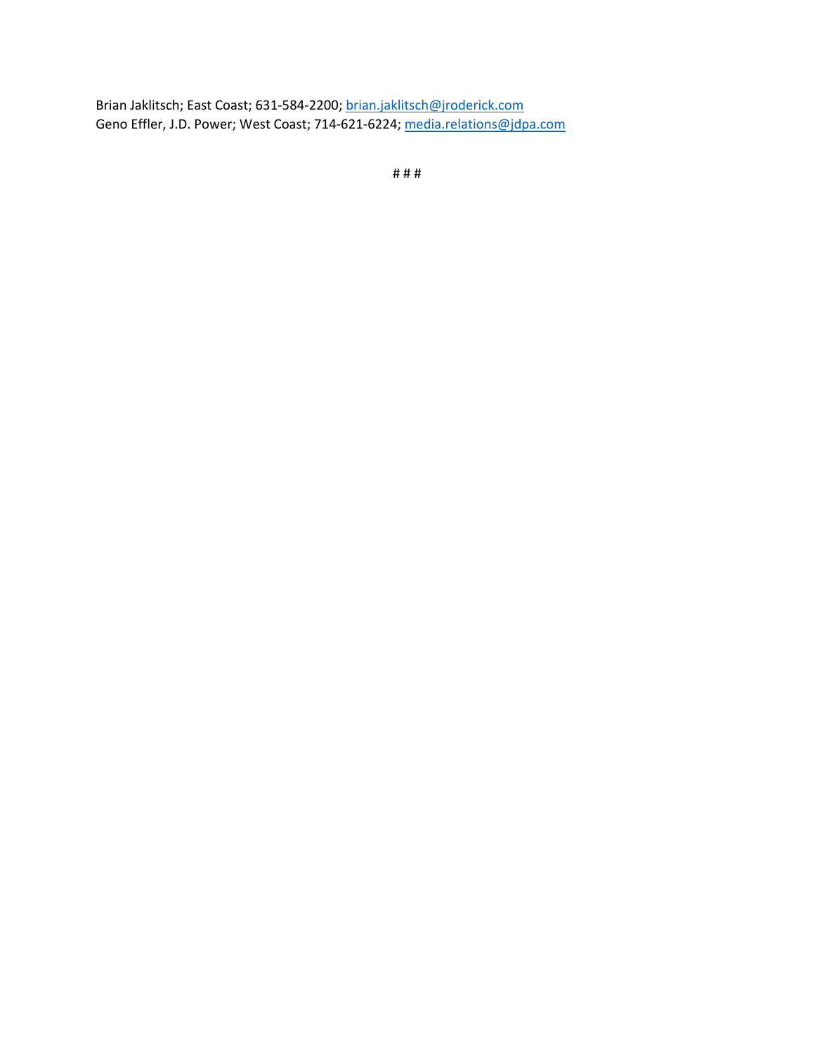Brian Jaklitsch; East Coast; 631-584-2200; brian.jaklitsch@jroderick.com
Geno Effler, J.D. Power; West Coast; 714-621-6224; media.relations@jdpa.com

# # #